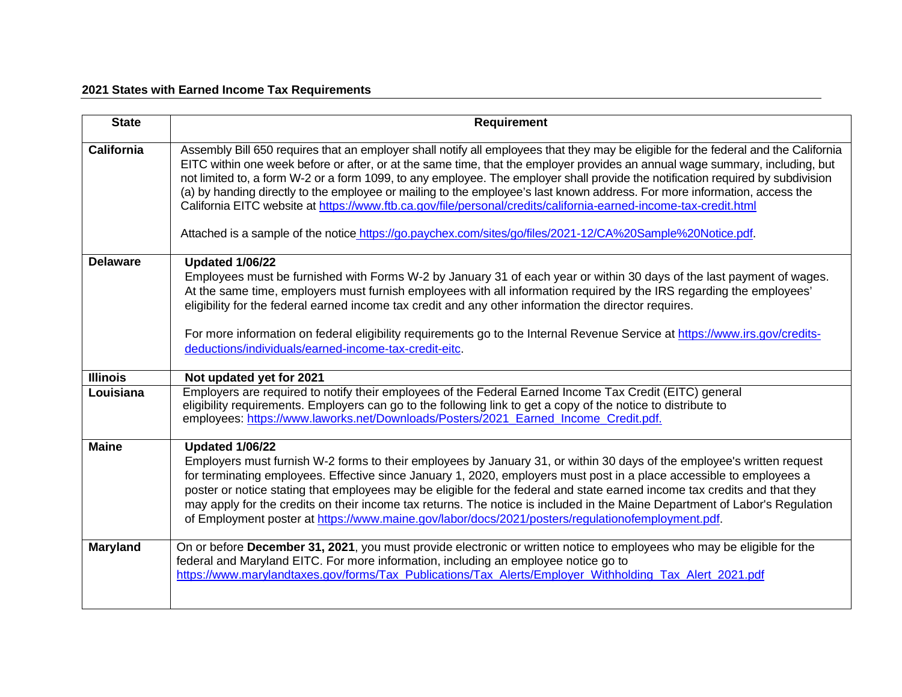## 2021 States with Earned Income Tax Requirements

| State | Requirement |
|---|---|
| **California** | Assembly Bill 650 requires that an employer shall notify all employees that they may be eligible for the federal and the California EITC within one week before or after, or at the same time, that the employer provides an annual wage summary, including, but not limited to, a form W-2 or a form 1099, to any employee. The employer shall provide the notification required by subdivision (a) by handing directly to the employee or mailing to the employee's last known address. For more information, access the California EITC website at https://www.ftb.ca.gov/file/personal/credits/california-earned-income-tax-credit.html<br><br>Attached is a sample of the notice https://go.paychex.com/sites/go/files/2021-12/CA%20Sample%20Notice.pdf. |
| **Delaware** | **Updated 1/06/22**<br>Employees must be furnished with Forms W-2 by January 31 of each year or within 30 days of the last payment of wages. At the same time, employers must furnish employees with all information required by the IRS regarding the employees' eligibility for the federal earned income tax credit and any other information the director requires.<br><br>For more information on federal eligibility requirements go to the Internal Revenue Service at https://www.irs.gov/credits-deductions/individuals/earned-income-tax-credit-eitc. |
| **Illinois** | **Not updated yet for 2021** |
| **Louisiana** | Employers are required to notify their employees of the Federal Earned Income Tax Credit (EITC) general eligibility requirements. Employers can go to the following link to get a copy of the notice to distribute to employees: https://www.laworks.net/Downloads/Posters/2021_Earned_Income_Credit.pdf. |
| **Maine** | **Updated 1/06/22**<br>Employers must furnish W-2 forms to their employees by January 31, or within 30 days of the employee's written request for terminating employees. Effective since January 1, 2020, employers must post in a place accessible to employees a poster or notice stating that employees may be eligible for the federal and state earned income tax credits and that they may apply for the credits on their income tax returns. The notice is included in the Maine Department of Labor's Regulation of Employment poster at https://www.maine.gov/labor/docs/2021/posters/regulationofemployment.pdf. |
| **Maryland** | On or before **December 31, 2021**, you must provide electronic or written notice to employees who may be eligible for the federal and Maryland EITC. For more information, including an employee notice go to https://www.marylandtaxes.gov/forms/Tax_Publications/Tax_Alerts/Employer_Withholding_Tax_Alert_2021.pdf |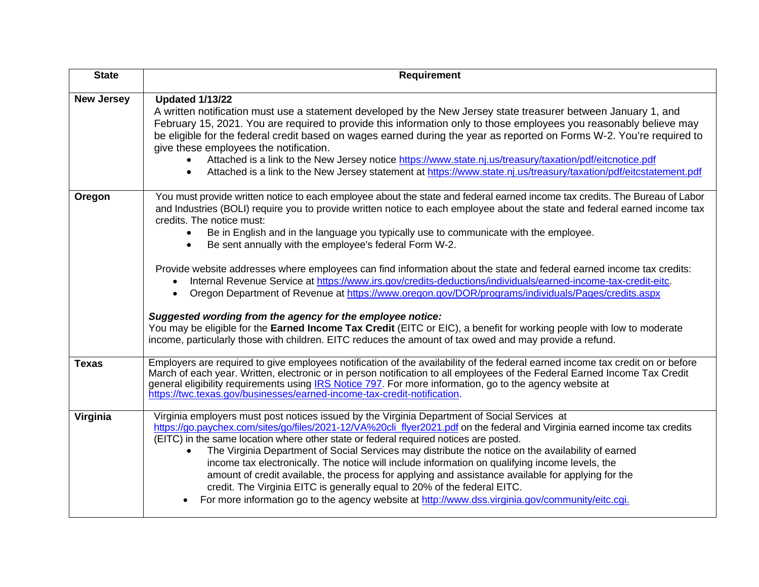| State | Requirement |
|---|---|
| **New Jersey** | **Updated 1/13/22**<br>A written notification must use a statement developed by the New Jersey state treasurer between January 1, and February 15, 2021. You are required to provide this information only to those employees you reasonably believe may be eligible for the federal credit based on wages earned during the year as reported on Forms W-2. You're required to give these employees the notification.<br>• Attached is a link to the New Jersey notice https://www.state.nj.us/treasury/taxation/pdf/eitcnotice.pdf<br>• Attached is a link to the New Jersey statement at https://www.state.nj.us/treasury/taxation/pdf/eitcstatement.pdf |
| **Oregon** | You must provide written notice to each employee about the state and federal earned income tax credits. The Bureau of Labor and Industries (BOLI) require you to provide written notice to each employee about the state and federal earned income tax credits. The notice must:<br>• Be in English and in the language you typically use to communicate with the employee.<br>• Be sent annually with the employee's federal Form W-2.<br><br>Provide website addresses where employees can find information about the state and federal earned income tax credits:<br>• Internal Revenue Service at https://www.irs.gov/credits-deductions/individuals/earned-income-tax-credit-eitc.<br>• Oregon Department of Revenue at https://www.oregon.gov/DOR/programs/individuals/Pages/credits.aspx<br><br>***Suggested wording from the agency for the employee notice:***<br>You may be eligible for the **Earned Income Tax Credit** (EITC or EIC), a benefit for working people with low to moderate income, particularly those with children. EITC reduces the amount of tax owed and may provide a refund. |
| **Texas** | Employers are required to give employees notification of the availability of the federal earned income tax credit on or before March of each year. Written, electronic or in person notification to all employees of the Federal Earned Income Tax Credit general eligibility requirements using IRS Notice 797. For more information, go to the agency website at https://twc.texas.gov/businesses/earned-income-tax-credit-notification. |
| **Virginia** | Virginia employers must post notices issued by the Virginia Department of Social Services at https://go.paychex.com/sites/go/files/2021-12/VA%20cli_flyer2021.pdf on the federal and Virginia earned income tax credits (EITC) in the same location where other state or federal required notices are posted.<br>• The Virginia Department of Social Services may distribute the notice on the availability of earned income tax electronically. The notice will include information on qualifying income levels, the amount of credit available, the process for applying and assistance available for applying for the credit. The Virginia EITC is generally equal to 20% of the federal EITC.<br>• For more information go to the agency website at http://www.dss.virginia.gov/community/eitc.cgi. |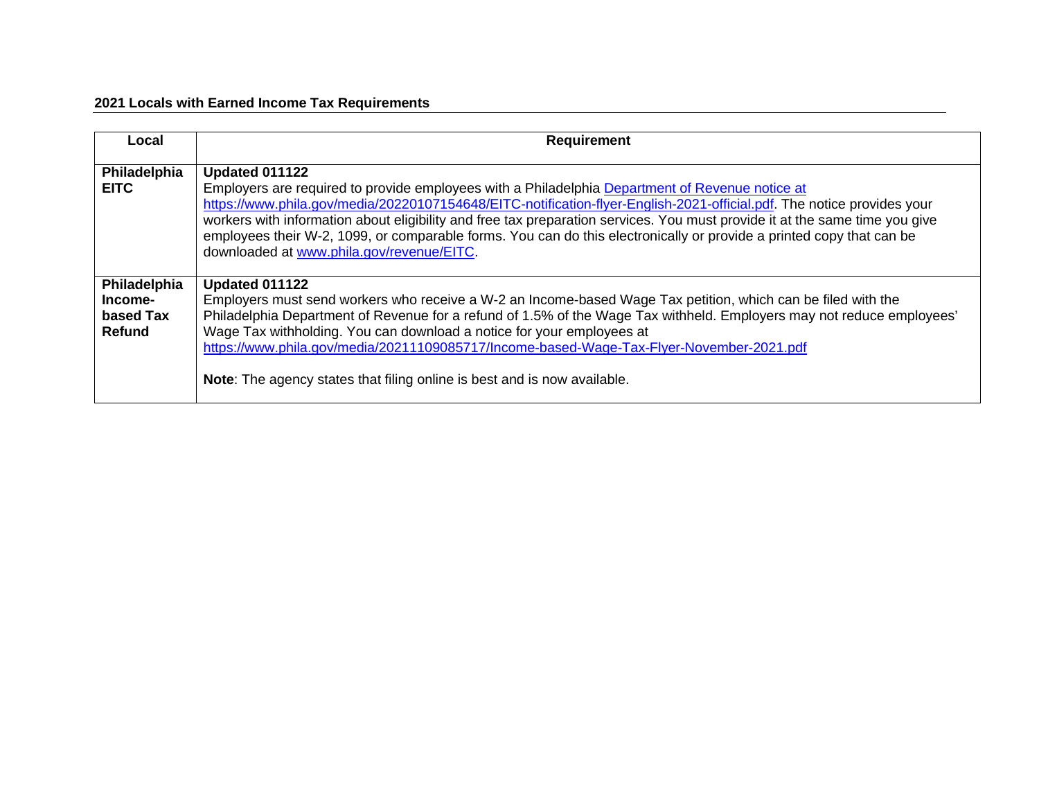## 2021 Locals with Earned Income Tax Requirements

| Local | Requirement |
|---|---|
| **Philadelphia EITC** | **Updated 011122**<br>Employers are required to provide employees with a Philadelphia Department of Revenue notice at https://www.phila.gov/media/20220107154648/EITC-notification-flyer-English-2021-official.pdf. The notice provides your workers with information about eligibility and free tax preparation services. You must provide it at the same time you give employees their W-2, 1099, or comparable forms. You can do this electronically or provide a printed copy that can be downloaded at www.phila.gov/revenue/EITC. |
| **Philadelphia Income-based Tax Refund** | **Updated 011122**<br>Employers must send workers who receive a W-2 an Income-based Wage Tax petition, which can be filed with the Philadelphia Department of Revenue for a refund of 1.5% of the Wage Tax withheld. Employers may not reduce employees' Wage Tax withholding. You can download a notice for your employees at https://www.phila.gov/media/20211109085717/Income-based-Wage-Tax-Flyer-November-2021.pdf<br><br>**Note**: The agency states that filing online is best and is now available. |